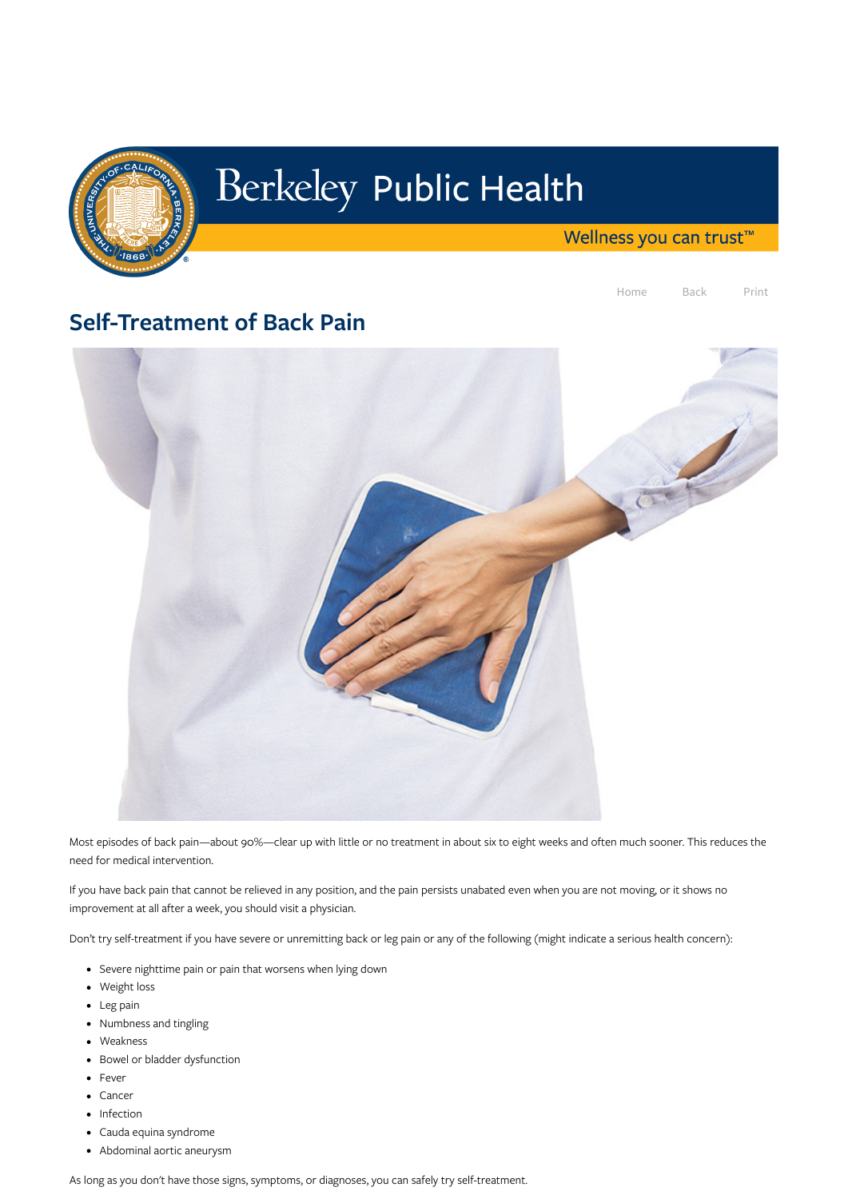Berkeley Public Health

Wellness you can trust™

Home Back Print

# Self-Treatment of Back Pain

Most episodes of back pain—about 90%—clear up with little or no treatment in about six to eight weeks and often much sooner. This reduces the need for medical intervention.

If you have back pain that cannot be relieved in any position, and the pain persists unabated even when you are not moving, or it shows no improvement at all after a week, you should visit a physician.

Don't try self-treatment if you have severe or unremitting back or leg pain or any of the following (might indicate a serious health concern):

- Severe nighttime pain or pain that worsens when lying down
- Weight loss
- Leg pain
- Numbness and tingling
- Weakness
- Bowel or bladder dysfunction
- Fever
- Cancer
- Infection
- Cauda equina syndrome
- Abdominal aortic aneurysm

As long as you don't have those signs, symptoms, or diagnoses, you can safely try self-treatment.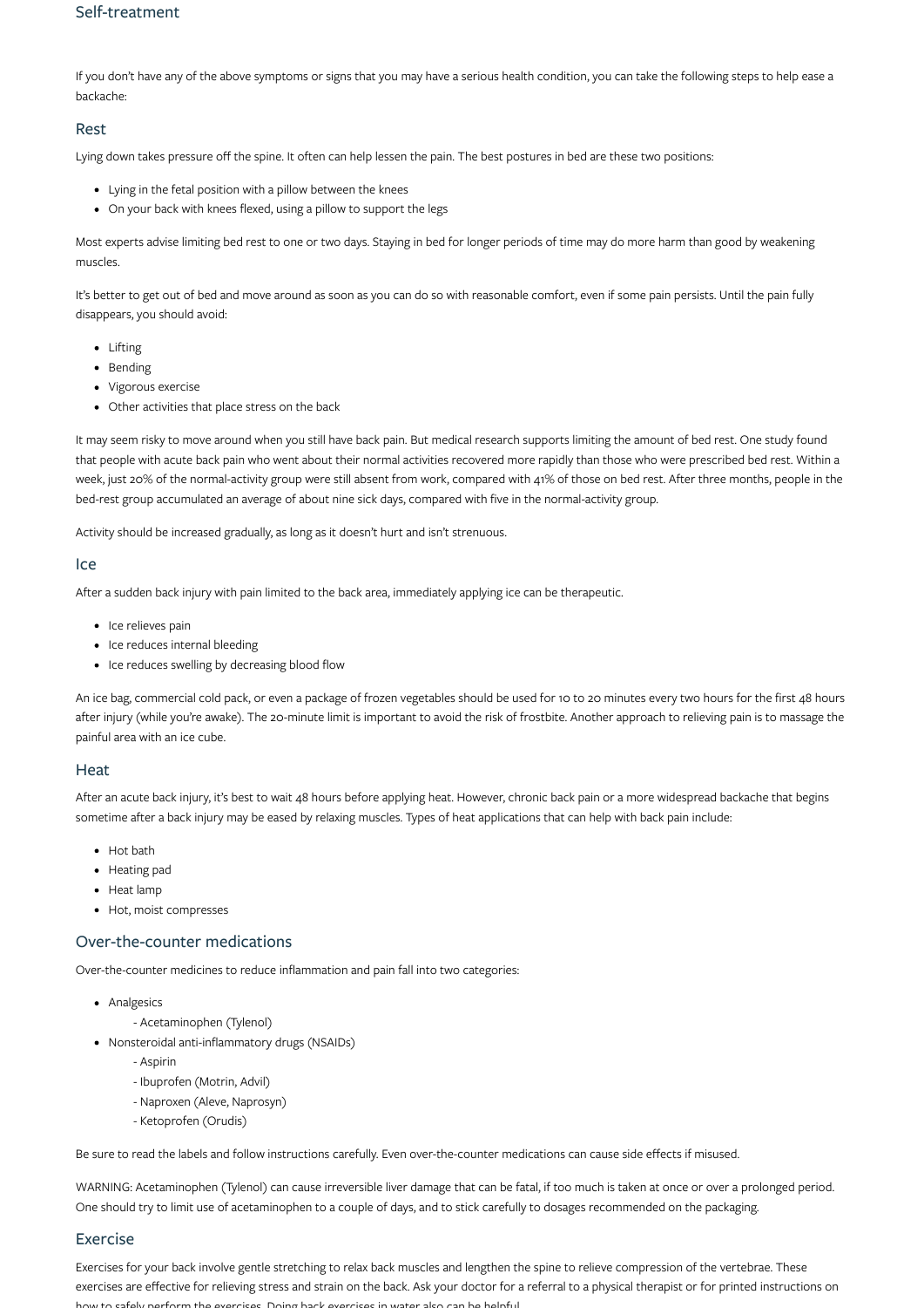## Self-treatment

If you don't have any of the above symptoms or signs that you may have a serious health condition, you can take the following steps to help ease a backache:

### Rest

Lying down takes pressure off the spine. It often can help lessen the pain. The best postures in bed are these two positions:

- Lying in the fetal position with a pillow between the knees
- On your back with knees flexed, using a pillow to support the legs

Most experts advise limiting bed rest to one or two days. Staying in bed for longer periods of time may do more harm than good by weakening muscles.

It's better to get out of bed and move around as soon as you can do so with reasonable comfort, even if some pain persists. Until the pain fully disappears, you should avoid:

- Lifting
- Bending
- Vigorous exercise
- Other activities that place stress on the back

It may seem risky to move around when you still have back pain. But medical research supports limiting the amount of bed rest. One study found that people with acute back pain who went about their normal activities recovered more rapidly than those who were prescribed bed rest. Within a week, just 20% of the normal-activity group were still absent from work, compared with 41% of those on bed rest. After three months, people in the bed-rest group accumulated an average of about nine sick days, compared with five in the normal-activity group.

Activity should be increased gradually, as long as it doesn't hurt and isn't strenuous.

### Ice

After a sudden back injury with pain limited to the back area, immediately applying ice can be therapeutic.

- Ice relieves pain
- Ice reduces internal bleeding
- Ice reduces swelling by decreasing blood flow

An ice bag, commercial cold pack, or even a package of frozen vegetables should be used for 10 to 20 minutes every two hours for the first 48 hours after injury (while you're awake). The 20-minute limit is important to avoid the risk of frostbite. Another approach to relieving pain is to massage the painful area with an ice cube.

### Heat

After an acute back injury, it's best to wait 48 hours before applying heat. However, chronic back pain or a more widespread backache that begins sometime after a back injury may be eased by relaxing muscles. Types of heat applications that can help with back pain include:

- Hot bath
- Heating pad
- Heat lamp
- Hot, moist compresses

### Over-the-counter medications

Over-the-counter medicines to reduce inflammation and pain fall into two categories:

- Analgesics
  - Acetaminophen (Tylenol)
- Nonsteroidal anti-inflammatory drugs (NSAIDs)
  - Aspirin
  - Ibuprofen (Motrin, Advil)
  - Naproxen (Aleve, Naprosyn)
  - Ketoprofen (Orudis)

Be sure to read the labels and follow instructions carefully. Even over-the-counter medications can cause side effects if misused.

WARNING: Acetaminophen (Tylenol) can cause irreversible liver damage that can be fatal, if too much is taken at once or over a prolonged period. One should try to limit use of acetaminophen to a couple of days, and to stick carefully to dosages recommended on the packaging.

### Exercise

Exercises for your back involve gentle stretching to relax back muscles and lengthen the spine to relieve compression of the vertebrae. These exercises are effective for relieving stress and strain on the back. Ask your doctor for a referral to a physical therapist or for printed instructions on how to safely perform the exercises. Doing back exercises in water also can be helpful.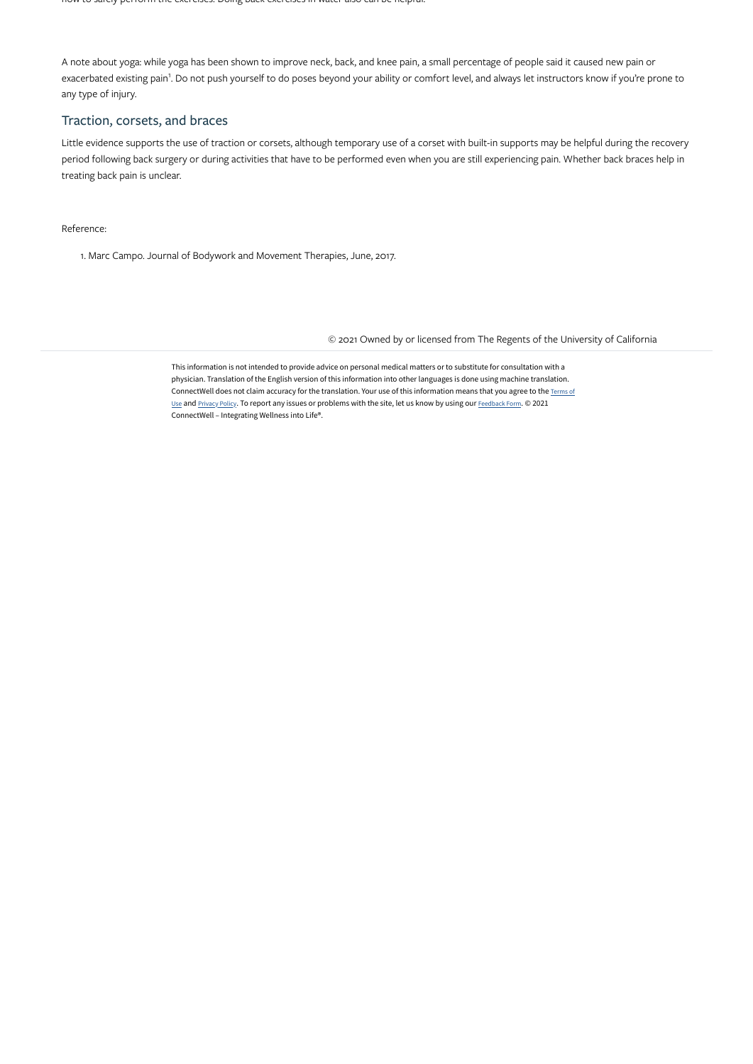how to safely perform the exercises. Doing back exercises in water also can be helpful.

A note about yoga: while yoga has been shown to improve neck, back, and knee pain, a small percentage of people said it caused new pain or exacerbated existing pain[1]. Do not push yourself to do poses beyond your ability or comfort level, and always let instructors know if you're prone to any type of injury.

## Traction, corsets, and braces

Little evidence supports the use of traction or corsets, although temporary use of a corset with built-in supports may be helpful during the recovery period following back surgery or during activities that have to be performed even when you are still experiencing pain. Whether back braces help in treating back pain is unclear.

Reference:

1. Marc Campo. Journal of Bodywork and Movement Therapies, June, 2017.

© 2021 Owned by or licensed from The Regents of the University of California

This information is not intended to provide advice on personal medical matters or to substitute for consultation with a physician. Translation of the English version of this information into other languages is done using machine translation. ConnectWell does not claim accuracy for the translation. Your use of this information means that you agree to the Terms of Use and Privacy Policy. To report any issues or problems with the site, let us know by using our Feedback Form. © 2021 ConnectWell – Integrating Wellness into Life®.